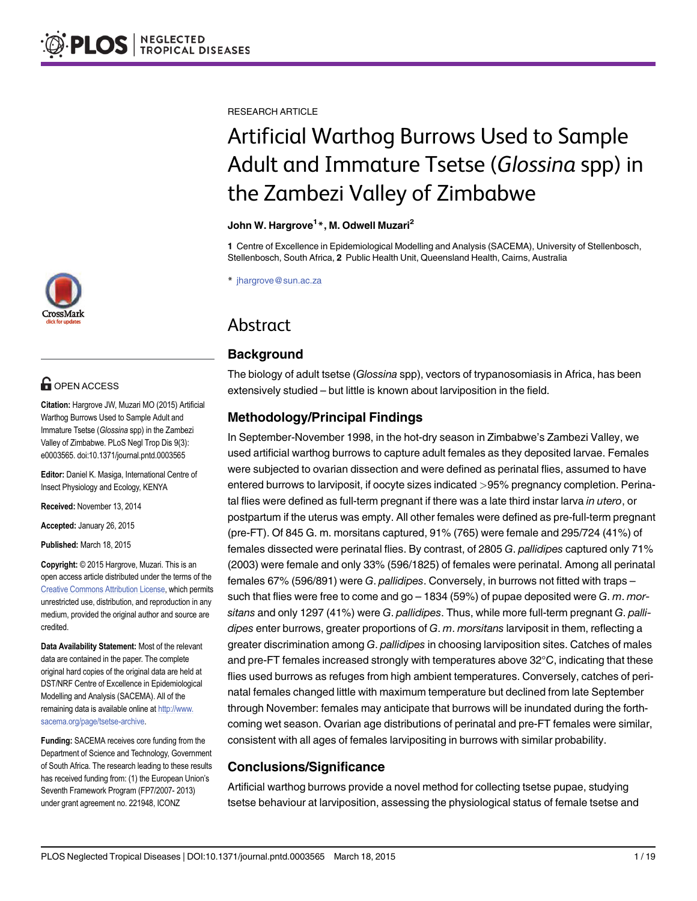RESEARCH ARTICLE

# Artificial Warthog Burrows Used to Sample Adult and Immature Tsetse (*Glossina* spp) in the Zambezi Valley of Zimbabwe

**John W. Hargrove[1]*, M. Odwell Muzari[2]**

**1** Centre of Excellence in Epidemiological Modelling and Analysis (SACEMA), University of Stellenbosch, Stellenbosch, South Africa, **2** Public Health Unit, Queensland Health, Cairns, Australia

* jhargrove@sun.ac.za

OPEN ACCESS

**Citation:** Hargrove JW, Muzari MO (2015) Artificial Warthog Burrows Used to Sample Adult and Immature Tsetse (*Glossina* spp) in the Zambezi Valley of Zimbabwe. PLoS Negl Trop Dis 9(3): e0003565. doi:10.1371/journal.pntd.0003565

**Editor:** Daniel K. Masiga, International Centre of Insect Physiology and Ecology, KENYA

**Received:** November 13, 2014

**Accepted:** January 26, 2015

**Published:** March 18, 2015

**Copyright:** © 2015 Hargrove, Muzari. This is an open access article distributed under the terms of the Creative Commons Attribution License, which permits unrestricted use, distribution, and reproduction in any medium, provided the original author and source are credited.

**Data Availability Statement:** Most of the relevant data are contained in the paper. The complete original hard copies of the original data are held at DST/NRF Centre of Excellence in Epidemiological Modelling and Analysis (SACEMA). All of the remaining data is available online at http://www.sacema.org/page/tsetse-archive.

**Funding:** SACEMA receives core funding from the Department of Science and Technology, Government of South Africa. The research leading to these results has received funding from: (1) the European Union's Seventh Framework Program (FP7/2007- 2013) under grant agreement no. 221948, ICONZ

# Abstract

## Background

The biology of adult tsetse (*Glossina* spp), vectors of trypanosomiasis in Africa, has been extensively studied – but little is known about larviposition in the field.

## Methodology/Principal Findings

In September-November 1998, in the hot-dry season in Zimbabwe's Zambezi Valley, we used artificial warthog burrows to capture adult females as they deposited larvae. Females were subjected to ovarian dissection and were defined as perinatal flies, assumed to have entered burrows to larviposit, if oocyte sizes indicated >95% pregnancy completion. Perinatal flies were defined as full-term pregnant if there was a late third instar larva *in utero*, or postpartum if the uterus was empty. All other females were defined as pre-full-term pregnant (pre-FT). Of 845 G. m. morsitans captured, 91% (765) were female and 295/724 (41%) of females dissected were perinatal flies. By contrast, of 2805 *G. pallidipes* captured only 71% (2003) were female and only 33% (596/1825) of females were perinatal. Among all perinatal females 67% (596/891) were *G. pallidipes*. Conversely, in burrows not fitted with traps – such that flies were free to come and go – 1834 (59%) of pupae deposited were *G. m. morsitans* and only 1297 (41%) were *G. pallidipes*. Thus, while more full-term pregnant *G. pallidipes* enter burrows, greater proportions of *G. m. morsitans* larviposit in them, reflecting a greater discrimination among *G. pallidipes* in choosing larviposition sites. Catches of males and pre-FT females increased strongly with temperatures above 32°C, indicating that these flies used burrows as refuges from high ambient temperatures. Conversely, catches of perinatal females changed little with maximum temperature but declined from late September through November: females may anticipate that burrows will be inundated during the forthcoming wet season. Ovarian age distributions of perinatal and pre-FT females were similar, consistent with all ages of females larvipositing in burrows with similar probability.

## Conclusions/Significance

Artificial warthog burrows provide a novel method for collecting tsetse pupae, studying tsetse behaviour at larviposition, assessing the physiological status of female tsetse and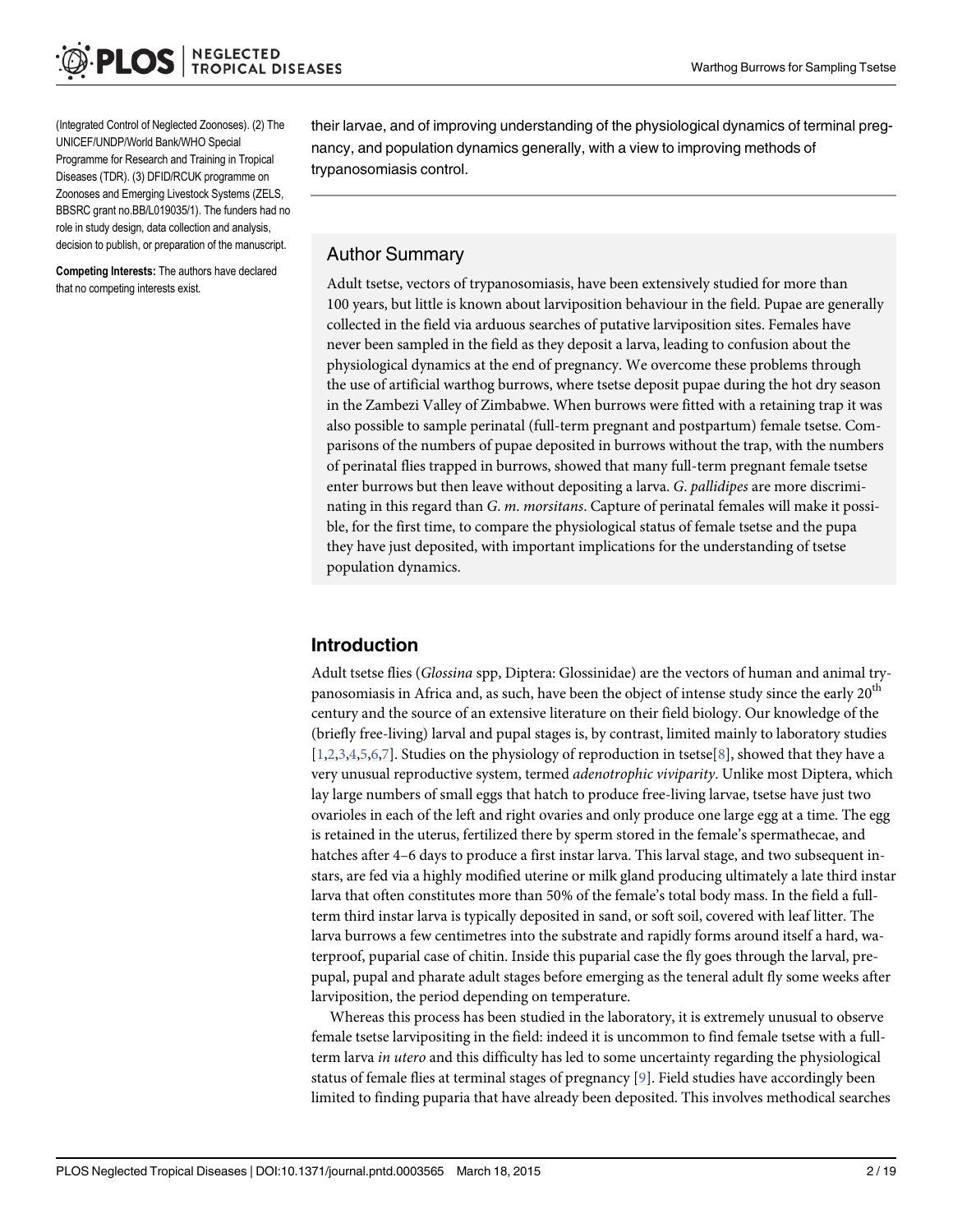(Integrated Control of Neglected Zoonoses). (2) The UNICEF/UNDP/World Bank/WHO Special Programme for Research and Training in Tropical Diseases (TDR). (3) DFID/RCUK programme on Zoonoses and Emerging Livestock Systems (ZELS, BBSRC grant no.BB/L019035/1). The funders had no role in study design, data collection and analysis, decision to publish, or preparation of the manuscript.

**Competing Interests:** The authors have declared that no competing interests exist.

their larvae, and of improving understanding of the physiological dynamics of terminal pregnancy, and population dynamics generally, with a view to improving methods of trypanosomiasis control.

## Author Summary

Adult tsetse, vectors of trypanosomiasis, have been extensively studied for more than 100 years, but little is known about larviposition behaviour in the field. Pupae are generally collected in the field via arduous searches of putative larviposition sites. Females have never been sampled in the field as they deposit a larva, leading to confusion about the physiological dynamics at the end of pregnancy. We overcome these problems through the use of artificial warthog burrows, where tsetse deposit pupae during the hot dry season in the Zambezi Valley of Zimbabwe. When burrows were fitted with a retaining trap it was also possible to sample perinatal (full-term pregnant and postpartum) female tsetse. Comparisons of the numbers of pupae deposited in burrows without the trap, with the numbers of perinatal flies trapped in burrows, showed that many full-term pregnant female tsetse enter burrows but then leave without depositing a larva. *G. pallidipes* are more discriminating in this regard than *G. m. morsitans*. Capture of perinatal females will make it possible, for the first time, to compare the physiological status of female tsetse and the pupa they have just deposited, with important implications for the understanding of tsetse population dynamics.

## Introduction

Adult tsetse flies (*Glossina* spp, Diptera: Glossinidae) are the vectors of human and animal trypanosomiasis in Africa and, as such, have been the object of intense study since the early 20th century and the source of an extensive literature on their field biology. Our knowledge of the (briefly free-living) larval and pupal stages is, by contrast, limited mainly to laboratory studies [1,2,3,4,5,6,7]. Studies on the physiology of reproduction in tsetse[8], showed that they have a very unusual reproductive system, termed *adenotrophic viviparity*. Unlike most Diptera, which lay large numbers of small eggs that hatch to produce free-living larvae, tsetse have just two ovarioles in each of the left and right ovaries and only produce one large egg at a time. The egg is retained in the uterus, fertilized there by sperm stored in the female's spermathecae, and hatches after 4–6 days to produce a first instar larva. This larval stage, and two subsequent instars, are fed via a highly modified uterine or milk gland producing ultimately a late third instar larva that often constitutes more than 50% of the female's total body mass. In the field a full-term third instar larva is typically deposited in sand, or soft soil, covered with leaf litter. The larva burrows a few centimetres into the substrate and rapidly forms around itself a hard, waterproof, puparial case of chitin. Inside this puparial case the fly goes through the larval, prepupal, pupal and pharate adult stages before emerging as the teneral adult fly some weeks after larviposition, the period depending on temperature.

Whereas this process has been studied in the laboratory, it is extremely unusual to observe female tsetse larvipositing in the field: indeed it is uncommon to find female tsetse with a full-term larva *in utero* and this difficulty has led to some uncertainty regarding the physiological status of female flies at terminal stages of pregnancy [9]. Field studies have accordingly been limited to finding puparia that have already been deposited. This involves methodical searches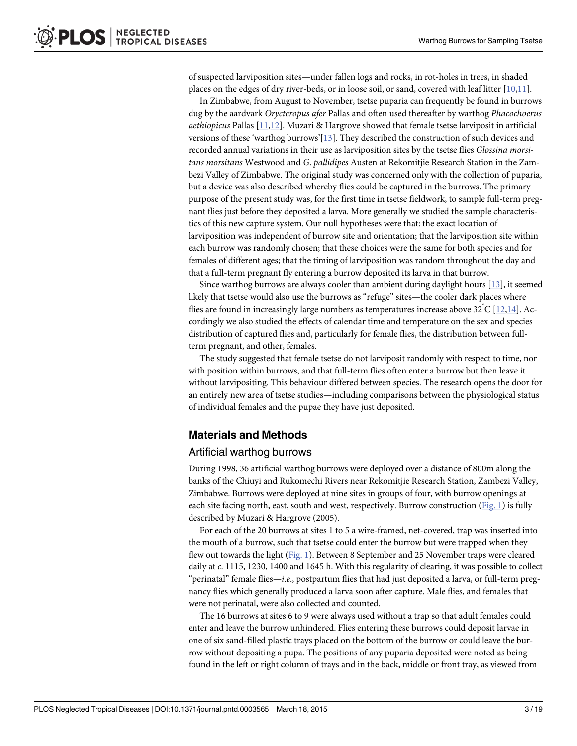of suspected larviposition sites—under fallen logs and rocks, in rot-holes in trees, in shaded places on the edges of dry river-beds, or in loose soil, or sand, covered with leaf litter [10,11].

In Zimbabwe, from August to November, tsetse puparia can frequently be found in burrows dug by the aardvark *Orycteropus afer* Pallas and often used thereafter by warthog *Phacochoerus aethiopicus* Pallas [11,12]. Muzari & Hargrove showed that female tsetse larviposit in artificial versions of these 'warthog burrows'[13]. They described the construction of such devices and recorded annual variations in their use as larviposition sites by the tsetse flies *Glossina morsitans morsitans* Westwood and *G. pallidipes* Austen at Rekomitjie Research Station in the Zambezi Valley of Zimbabwe. The original study was concerned only with the collection of puparia, but a device was also described whereby flies could be captured in the burrows. The primary purpose of the present study was, for the first time in tsetse fieldwork, to sample full-term pregnant flies just before they deposited a larva. More generally we studied the sample characteristics of this new capture system. Our null hypotheses were that: the exact location of larviposition was independent of burrow site and orientation; that the larviposition site within each burrow was randomly chosen; that these choices were the same for both species and for females of different ages; that the timing of larviposition was random throughout the day and that a full-term pregnant fly entering a burrow deposited its larva in that burrow.

Since warthog burrows are always cooler than ambient during daylight hours [13], it seemed likely that tsetse would also use the burrows as "refuge" sites—the cooler dark places where flies are found in increasingly large numbers as temperatures increase above 32°C [12,14]. Accordingly we also studied the effects of calendar time and temperature on the sex and species distribution of captured flies and, particularly for female flies, the distribution between full-term pregnant, and other, females.

The study suggested that female tsetse do not larviposit randomly with respect to time, nor with position within burrows, and that full-term flies often enter a burrow but then leave it without larvipositing. This behaviour differed between species. The research opens the door for an entirely new area of tsetse studies—including comparisons between the physiological status of individual females and the pupae they have just deposited.

## Materials and Methods

### Artificial warthog burrows

During 1998, 36 artificial warthog burrows were deployed over a distance of 800m along the banks of the Chiuyi and Rukomechi Rivers near Rekomitjie Research Station, Zambezi Valley, Zimbabwe. Burrows were deployed at nine sites in groups of four, with burrow openings at each site facing north, east, south and west, respectively. Burrow construction (Fig. 1) is fully described by Muzari & Hargrove (2005).

For each of the 20 burrows at sites 1 to 5 a wire-framed, net-covered, trap was inserted into the mouth of a burrow, such that tsetse could enter the burrow but were trapped when they flew out towards the light (Fig. 1). Between 8 September and 25 November traps were cleared daily at *c*. 1115, 1230, 1400 and 1645 h. With this regularity of clearing, it was possible to collect "perinatal" female flies—*i.e.*, postpartum flies that had just deposited a larva, or full-term pregnancy flies which generally produced a larva soon after capture. Male flies, and females that were not perinatal, were also collected and counted.

The 16 burrows at sites 6 to 9 were always used without a trap so that adult females could enter and leave the burrow unhindered. Flies entering these burrows could deposit larvae in one of six sand-filled plastic trays placed on the bottom of the burrow or could leave the burrow without depositing a pupa. The positions of any puparia deposited were noted as being found in the left or right column of trays and in the back, middle or front tray, as viewed from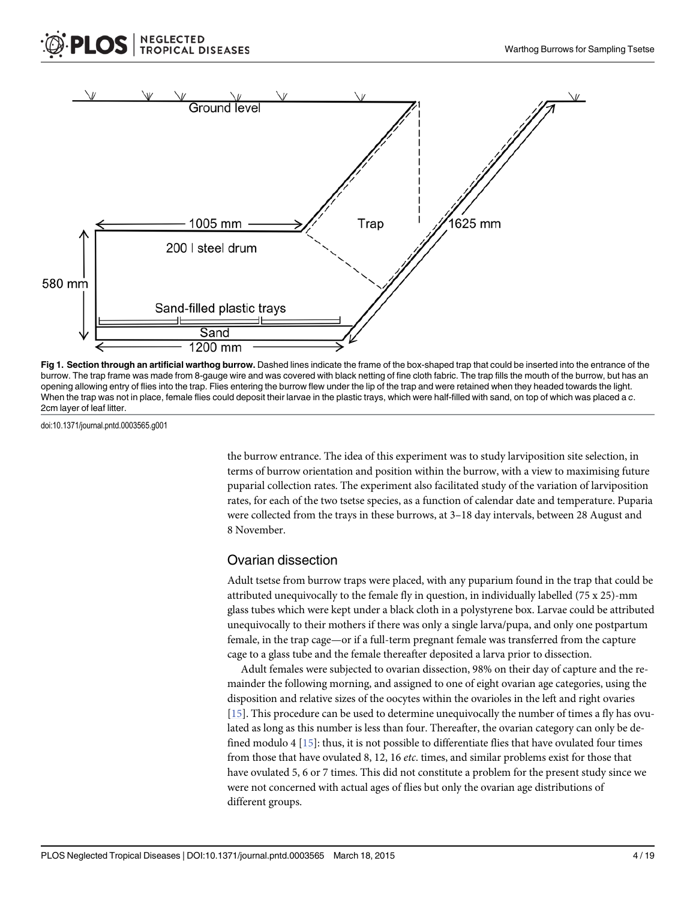Fig 1. Section through an artificial warthog burrow. Dashed lines indicate the frame of the box-shaped trap that could be inserted into the entrance of the burrow. The trap frame was made from 8-gauge wire and was covered with black netting of fine cloth fabric. The trap fills the mouth of the burrow, but has an opening allowing entry of flies into the trap. Flies entering the burrow flew under the lip of the trap and were retained when they headed towards the light. When the trap was not in place, female flies could deposit their larvae in the plastic trays, which were half-filled with sand, on top of which was placed a *c*. 2cm layer of leaf litter.

doi:10.1371/journal.pntd.0003565.g001

the burrow entrance. The idea of this experiment was to study larviposition site selection, in terms of burrow orientation and position within the burrow, with a view to maximising future puparial collection rates. The experiment also facilitated study of the variation of larviposition rates, for each of the two tsetse species, as a function of calendar date and temperature. Puparia were collected from the trays in these burrows, at 3–18 day intervals, between 28 August and 8 November.

## Ovarian dissection

Adult tsetse from burrow traps were placed, with any puparium found in the trap that could be attributed unequivocally to the female fly in question, in individually labelled (75 x 25)-mm glass tubes which were kept under a black cloth in a polystyrene box. Larvae could be attributed unequivocally to their mothers if there was only a single larva/pupa, and only one postpartum female, in the trap cage—or if a full-term pregnant female was transferred from the capture cage to a glass tube and the female thereafter deposited a larva prior to dissection.

Adult females were subjected to ovarian dissection, 98% on their day of capture and the remainder the following morning, and assigned to one of eight ovarian age categories, using the disposition and relative sizes of the oocytes within the ovarioles in the left and right ovaries [15]. This procedure can be used to determine unequivocally the number of times a fly has ovulated as long as this number is less than four. Thereafter, the ovarian category can only be defined modulo 4 [15]: thus, it is not possible to differentiate flies that have ovulated four times from those that have ovulated 8, 12, 16 *etc*. times, and similar problems exist for those that have ovulated 5, 6 or 7 times. This did not constitute a problem for the present study since we were not concerned with actual ages of flies but only the ovarian age distributions of different groups.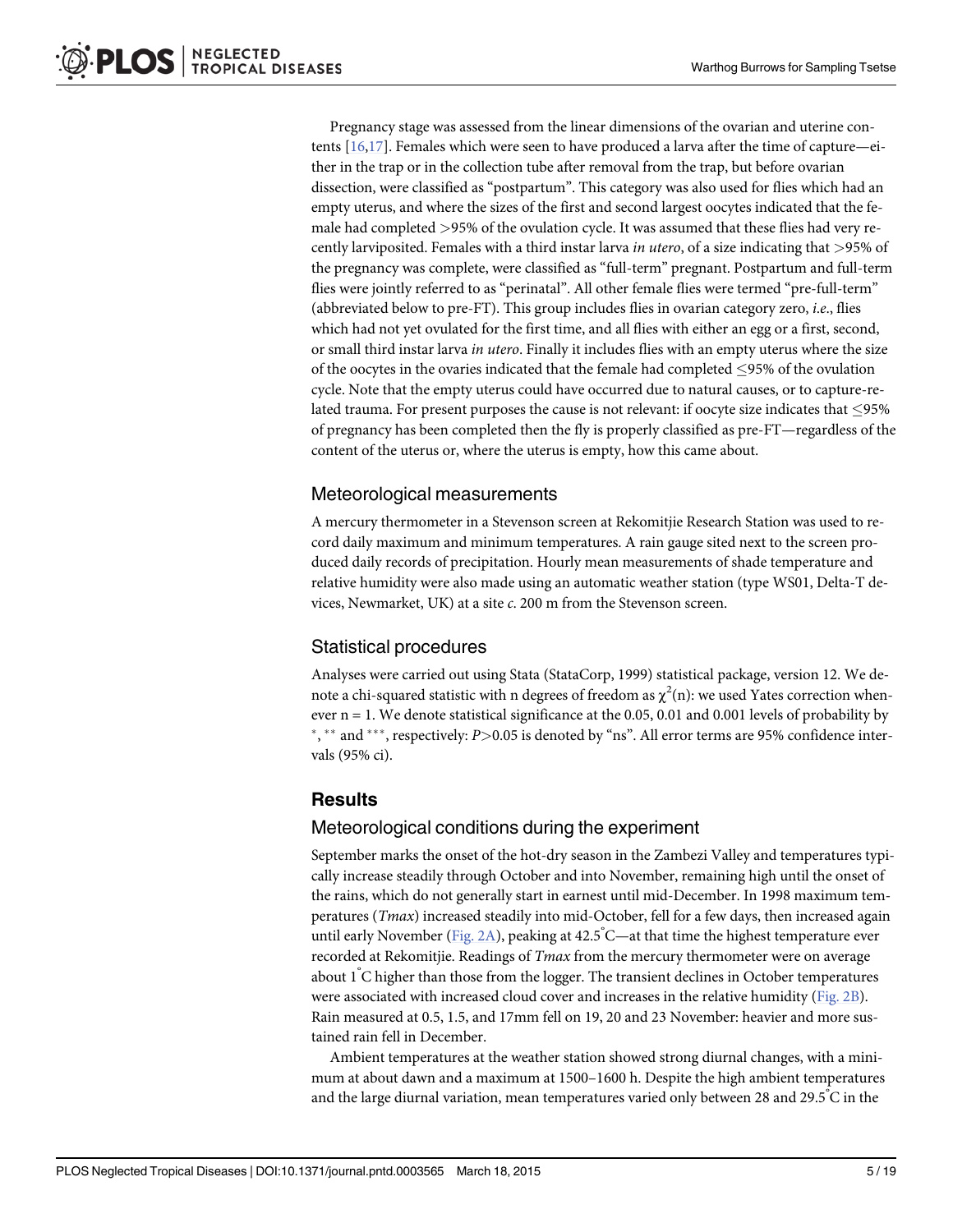Pregnancy stage was assessed from the linear dimensions of the ovarian and uterine contents [16,17]. Females which were seen to have produced a larva after the time of capture—either in the trap or in the collection tube after removal from the trap, but before ovarian dissection, were classified as "postpartum". This category was also used for flies which had an empty uterus, and where the sizes of the first and second largest oocytes indicated that the female had completed >95% of the ovulation cycle. It was assumed that these flies had very recently larviposited. Females with a third instar larva *in utero*, of a size indicating that >95% of the pregnancy was complete, were classified as "full-term" pregnant. Postpartum and full-term flies were jointly referred to as "perinatal". All other female flies were termed "pre-full-term" (abbreviated below to pre-FT). This group includes flies in ovarian category zero, *i.e.*, flies which had not yet ovulated for the first time, and all flies with either an egg or a first, second, or small third instar larva *in utero*. Finally it includes flies with an empty uterus where the size of the oocytes in the ovaries indicated that the female had completed ≤95% of the ovulation cycle. Note that the empty uterus could have occurred due to natural causes, or to capture-related trauma. For present purposes the cause is not relevant: if oocyte size indicates that ≤95% of pregnancy has been completed then the fly is properly classified as pre-FT—regardless of the content of the uterus or, where the uterus is empty, how this came about.

## Meteorological measurements

A mercury thermometer in a Stevenson screen at Rekomitjie Research Station was used to record daily maximum and minimum temperatures. A rain gauge sited next to the screen produced daily records of precipitation. Hourly mean measurements of shade temperature and relative humidity were also made using an automatic weather station (type WS01, Delta-T devices, Newmarket, UK) at a site *c*. 200 m from the Stevenson screen.

## Statistical procedures

Analyses were carried out using Stata (StataCorp, 1999) statistical package, version 12. We denote a chi-squared statistic with n degrees of freedom as $\chi^2(n)$: we used Yates correction whenever n = 1. We denote statistical significance at the 0.05, 0.01 and 0.001 levels of probability by *, ** and ***, respectively: $P>0.05$ is denoted by "ns". All error terms are 95% confidence intervals (95% ci).

# Results

## Meteorological conditions during the experiment

September marks the onset of the hot-dry season in the Zambezi Valley and temperatures typically increase steadily through October and into November, remaining high until the onset of the rains, which do not generally start in earnest until mid-December. In 1998 maximum temperatures (*Tmax*) increased steadily into mid-October, fell for a few days, then increased again until early November (Fig. 2A), peaking at 42.5°C—at that time the highest temperature ever recorded at Rekomitjie. Readings of *Tmax* from the mercury thermometer were on average about 1°C higher than those from the logger. The transient declines in October temperatures were associated with increased cloud cover and increases in the relative humidity (Fig. 2B). Rain measured at 0.5, 1.5, and 17mm fell on 19, 20 and 23 November: heavier and more sustained rain fell in December.

Ambient temperatures at the weather station showed strong diurnal changes, with a minimum at about dawn and a maximum at 1500–1600 h. Despite the high ambient temperatures and the large diurnal variation, mean temperatures varied only between 28 and 29.5°C in the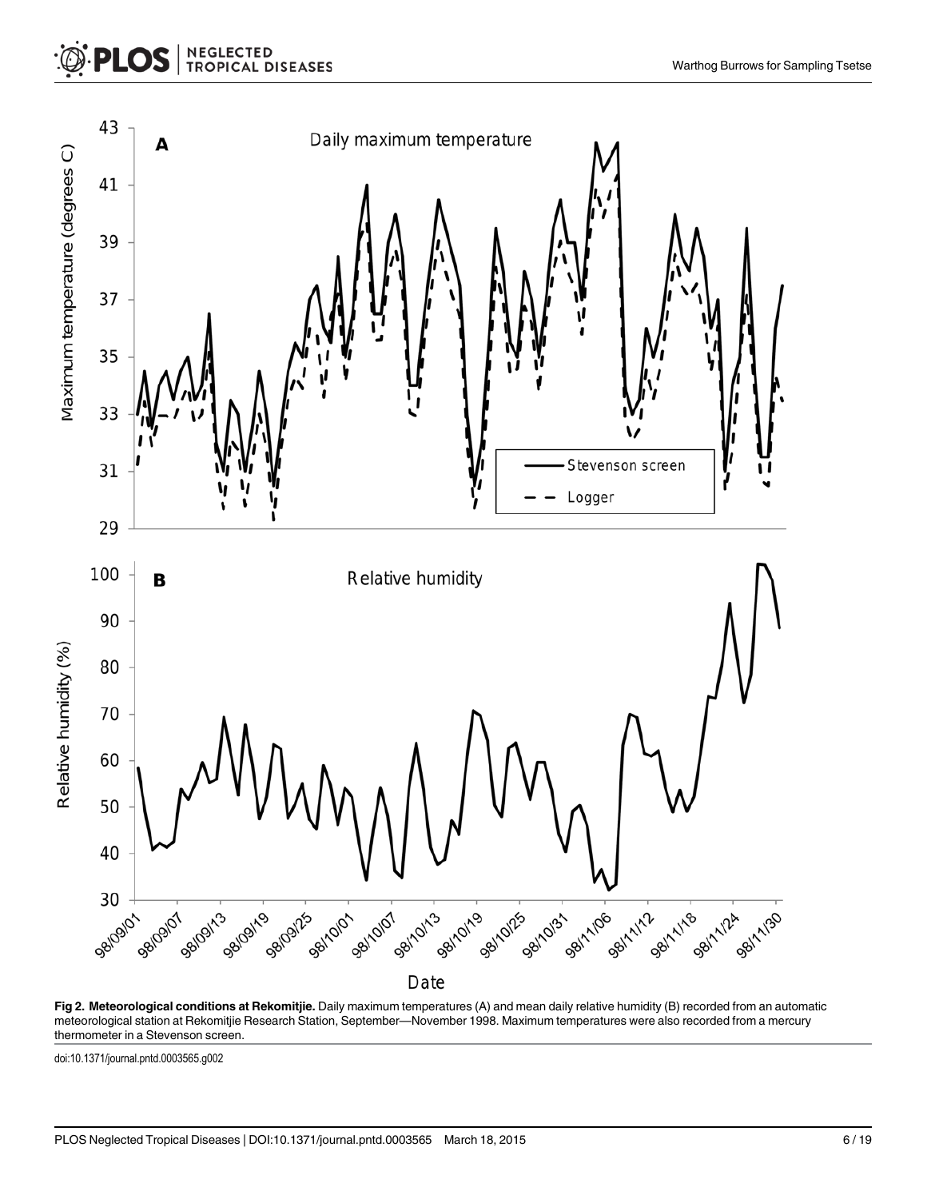**Fig 2. Meteorological conditions at Rekomitjie.** Daily maximum temperatures (A) and mean daily relative humidity (B) recorded from an automatic meteorological station at Rekomitjie Research Station, September—November 1998. Maximum temperatures were also recorded from a mercury thermometer in a Stevenson screen.

doi:10.1371/journal.pntd.0003565.g002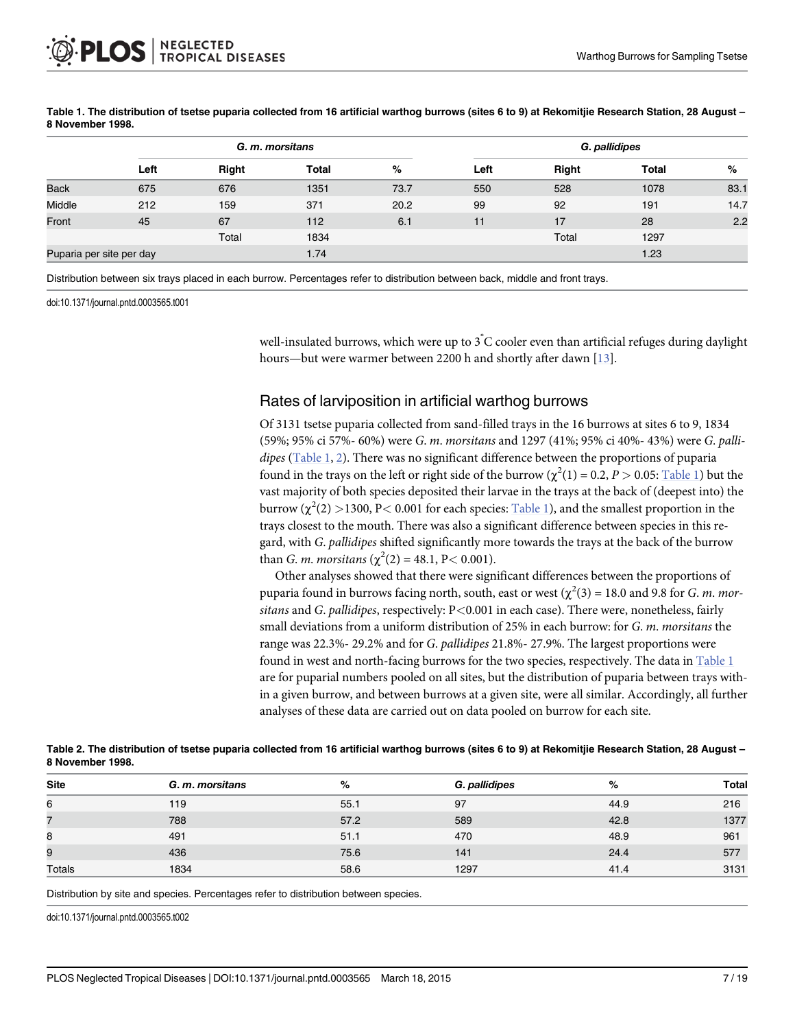**Table 1. The distribution of tsetse puparia collected from 16 artificial warthog burrows (sites 6 to 9) at Rekomitjie Research Station, 28 August – 8 November 1998.**

| | *G. m. morsitans* | | | | *G. pallidipes* | | | |
|---|---|---|---|---|---|---|---|---|
| | Left | Right | Total | % | Left | Right | Total | % |
| Back | 675 | 676 | 1351 | 73.7 | 550 | 528 | 1078 | 83.1 |
| Middle | 212 | 159 | 371 | 20.2 | 99 | 92 | 191 | 14.7 |
| Front | 45 | 67 | 112 | 6.1 | 11 | 17 | 28 | 2.2 |
| | | Total | 1834 | | | Total | 1297 | |
| Puparia per site per day | | | 1.74 | | | | 1.23 | |

Distribution between six trays placed in each burrow. Percentages refer to distribution between back, middle and front trays.

doi:10.1371/journal.pntd.0003565.t001

well-insulated burrows, which were up to 3°C cooler even than artificial refuges during daylight hours—but were warmer between 2200 h and shortly after dawn [13].

## Rates of larviposition in artificial warthog burrows

Of 3131 tsetse puparia collected from sand-filled trays in the 16 burrows at sites 6 to 9, 1834 (59%; 95% ci 57%- 60%) were *G. m. morsitans* and 1297 (41%; 95% ci 40%- 43%) were *G. pallidipes* (Table 1, 2). There was no significant difference between the proportions of puparia found in the trays on the left or right side of the burrow ($\chi^2(1) = 0.2$, $P > 0.05$: Table 1) but the vast majority of both species deposited their larvae in the trays at the back of (deepest into) the burrow ($\chi^2(2) > 1300$, $P < 0.001$ for each species: Table 1), and the smallest proportion in the trays closest to the mouth. There was also a significant difference between species in this regard, with *G. pallidipes* shifted significantly more towards the trays at the back of the burrow than *G. m. morsitans* ($\chi^2(2) = 48.1$, $P < 0.001$).

Other analyses showed that there were significant differences between the proportions of puparia found in burrows facing north, south, east or west ($\chi^2(3) = 18.0$ and 9.8 for *G. m. morsitans* and *G. pallidipes*, respectively: $P < 0.001$ in each case). There were, nonetheless, fairly small deviations from a uniform distribution of 25% in each burrow: for *G. m. morsitans* the range was 22.3%- 29.2% and for *G. pallidipes* 21.8%- 27.9%. The largest proportions were found in west and north-facing burrows for the two species, respectively. The data in Table 1 are for puparial numbers pooled on all sites, but the distribution of puparia between trays within a given burrow, and between burrows at a given site, were all similar. Accordingly, all further analyses of these data are carried out on data pooled on burrow for each site.

**Table 2. The distribution of tsetse puparia collected from 16 artificial warthog burrows (sites 6 to 9) at Rekomitjie Research Station, 28 August – 8 November 1998.**

| Site | *G. m. morsitans* | % | *G. pallidipes* | % | Total |
|---|---|---|---|---|---|
| 6 | 119 | 55.1 | 97 | 44.9 | 216 |
| 7 | 788 | 57.2 | 589 | 42.8 | 1377 |
| 8 | 491 | 51.1 | 470 | 48.9 | 961 |
| 9 | 436 | 75.6 | 141 | 24.4 | 577 |
| Totals | 1834 | 58.6 | 1297 | 41.4 | 3131 |

Distribution by site and species. Percentages refer to distribution between species.

doi:10.1371/journal.pntd.0003565.t002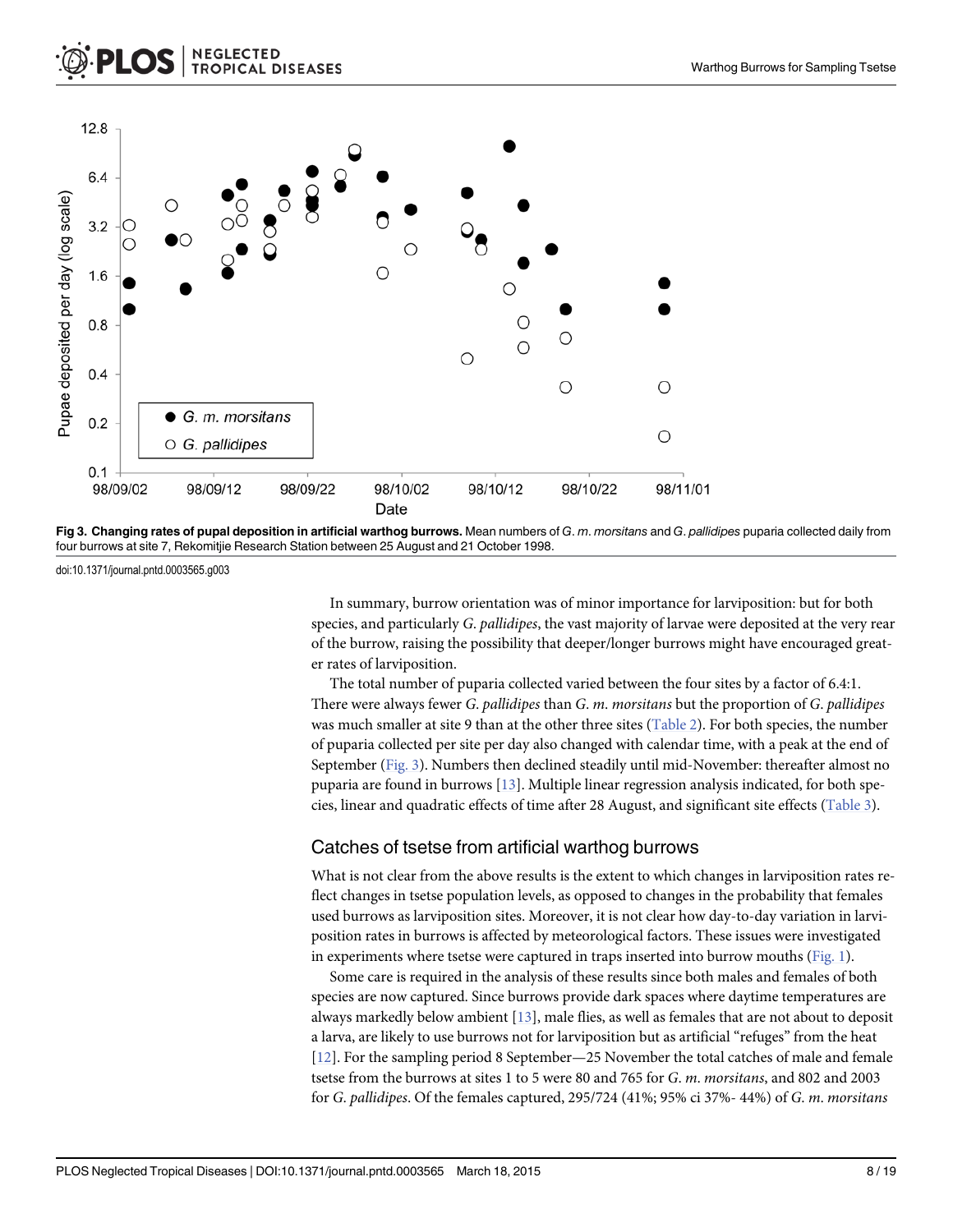**Fig 3. Changing rates of pupal deposition in artificial warthog burrows.** Mean numbers of *G. m. morsitans* and *G. pallidipes* puparia collected daily from four burrows at site 7, Rekomitjie Research Station between 25 August and 21 October 1998.

doi:10.1371/journal.pntd.0003565.g003

In summary, burrow orientation was of minor importance for larviposition: but for both species, and particularly *G. pallidipes*, the vast majority of larvae were deposited at the very rear of the burrow, raising the possibility that deeper/longer burrows might have encouraged greater rates of larviposition.

The total number of puparia collected varied between the four sites by a factor of 6.4:1. There were always fewer *G. pallidipes* than *G. m. morsitans* but the proportion of *G. pallidipes* was much smaller at site 9 than at the other three sites (Table 2). For both species, the number of puparia collected per site per day also changed with calendar time, with a peak at the end of September (Fig. 3). Numbers then declined steadily until mid-November: thereafter almost no puparia are found in burrows [13]. Multiple linear regression analysis indicated, for both species, linear and quadratic effects of time after 28 August, and significant site effects (Table 3).

## Catches of tsetse from artificial warthog burrows

What is not clear from the above results is the extent to which changes in larviposition rates reflect changes in tsetse population levels, as opposed to changes in the probability that females used burrows as larviposition sites. Moreover, it is not clear how day-to-day variation in larviposition rates in burrows is affected by meteorological factors. These issues were investigated in experiments where tsetse were captured in traps inserted into burrow mouths (Fig. 1).

Some care is required in the analysis of these results since both males and females of both species are now captured. Since burrows provide dark spaces where daytime temperatures are always markedly below ambient [13], male flies, as well as females that are not about to deposit a larva, are likely to use burrows not for larviposition but as artificial "refuges" from the heat [12]. For the sampling period 8 September—25 November the total catches of male and female tsetse from the burrows at sites 1 to 5 were 80 and 765 for *G. m. morsitans*, and 802 and 2003 for *G. pallidipes*. Of the females captured, 295/724 (41%; 95% ci 37%- 44%) of *G. m. morsitans*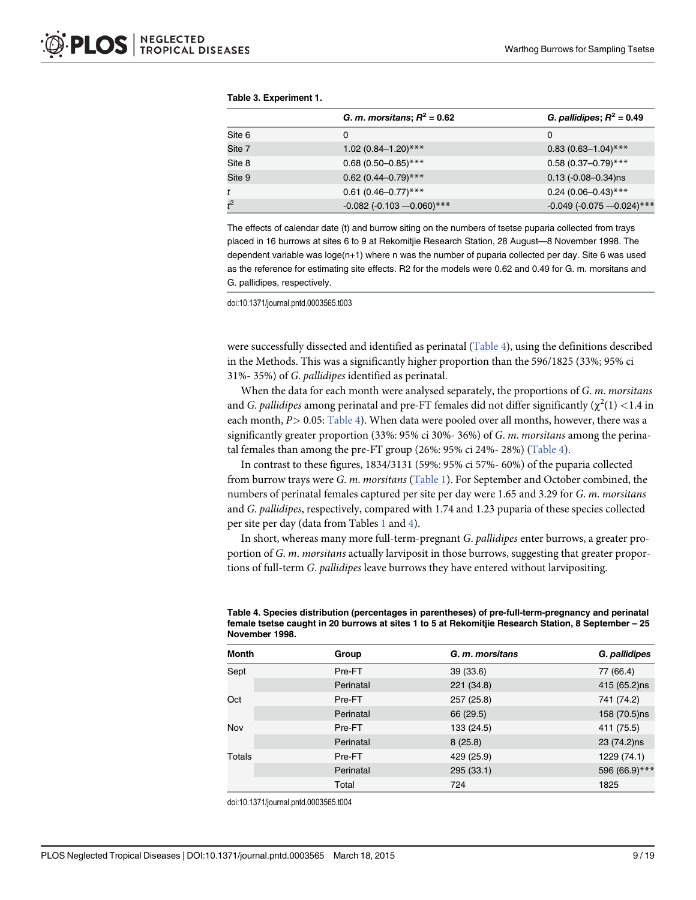**Table 3. Experiment 1.**

| | *G. m. morsitans*; $R^2$ = 0.62 | *G. pallidipes*; $R^2$ = 0.49 |
|---|---|---|
| Site 6 | 0 | 0 |
| Site 7 | 1.02 (0.84–1.20)*** | 0.83 (0.63–1.04)*** |
| Site 8 | 0.68 (0.50–0.85)*** | 0.58 (0.37–0.79)*** |
| Site 9 | 0.62 (0.44–0.79)*** | 0.13 (-0.08–0.34)ns |
| $t$ | 0.61 (0.46–0.77)*** | 0.24 (0.06–0.43)*** |
| $t^2$ | -0.082 (-0.103 –-0.060)*** | -0.049 (-0.075 –-0.024)*** |

The effects of calendar date (t) and burrow siting on the numbers of tsetse puparia collected from trays placed in 16 burrows at sites 6 to 9 at Rekomitjie Research Station, 28 August—8 November 1998. The dependent variable was loge(n+1) where n was the number of puparia collected per day. Site 6 was used as the reference for estimating site effects. R2 for the models were 0.62 and 0.49 for G. m. morsitans and G. pallidipes, respectively.

doi:10.1371/journal.pntd.0003565.t003

were successfully dissected and identified as perinatal (Table 4), using the definitions described in the Methods. This was a significantly higher proportion than the 596/1825 (33%; 95% ci 31%- 35%) of *G. pallidipes* identified as perinatal.

When the data for each month were analysed separately, the proportions of *G. m. morsitans* and *G. pallidipes* among perinatal and pre-FT females did not differ significantly ($\chi^2(1) < 1.4$ in each month, $P > 0.05$: Table 4). When data were pooled over all months, however, there was a significantly greater proportion (33%: 95% ci 30%- 36%) of *G. m. morsitans* among the perinatal females than among the pre-FT group (26%: 95% ci 24%- 28%) (Table 4).

In contrast to these figures, 1834/3131 (59%: 95% ci 57%- 60%) of the puparia collected from burrow trays were *G. m. morsitans* (Table 1). For September and October combined, the numbers of perinatal females captured per site per day were 1.65 and 3.29 for *G. m. morsitans* and *G. pallidipes*, respectively, compared with 1.74 and 1.23 puparia of these species collected per site per day (data from Tables 1 and 4).

In short, whereas many more full-term-pregnant *G. pallidipes* enter burrows, a greater proportion of *G. m. morsitans* actually larviposit in those burrows, suggesting that greater proportions of full-term *G. pallidipes* leave burrows they have entered without larvipositing.

**Table 4. Species distribution (percentages in parentheses) of pre-full-term-pregnancy and perinatal female tsetse caught in 20 burrows at sites 1 to 5 at Rekomitjie Research Station, 8 September – 25 November 1998.**

| Month | Group | *G. m. morsitans* | *G. pallidipes* |
|---|---|---|---|
| Sept | Pre-FT | 39 (33.6) | 77 (66.4) |
| | Perinatal | 221 (34.8) | 415 (65.2)ns |
| Oct | Pre-FT | 257 (25.8) | 741 (74.2) |
| | Perinatal | 66 (29.5) | 158 (70.5)ns |
| Nov | Pre-FT | 133 (24.5) | 411 (75.5) |
| | Perinatal | 8 (25.8) | 23 (74.2)ns |
| Totals | Pre-FT | 429 (25.9) | 1229 (74.1) |
| | Perinatal | 295 (33.1) | 596 (66.9)*** |
| | Total | 724 | 1825 |

doi:10.1371/journal.pntd.0003565.t004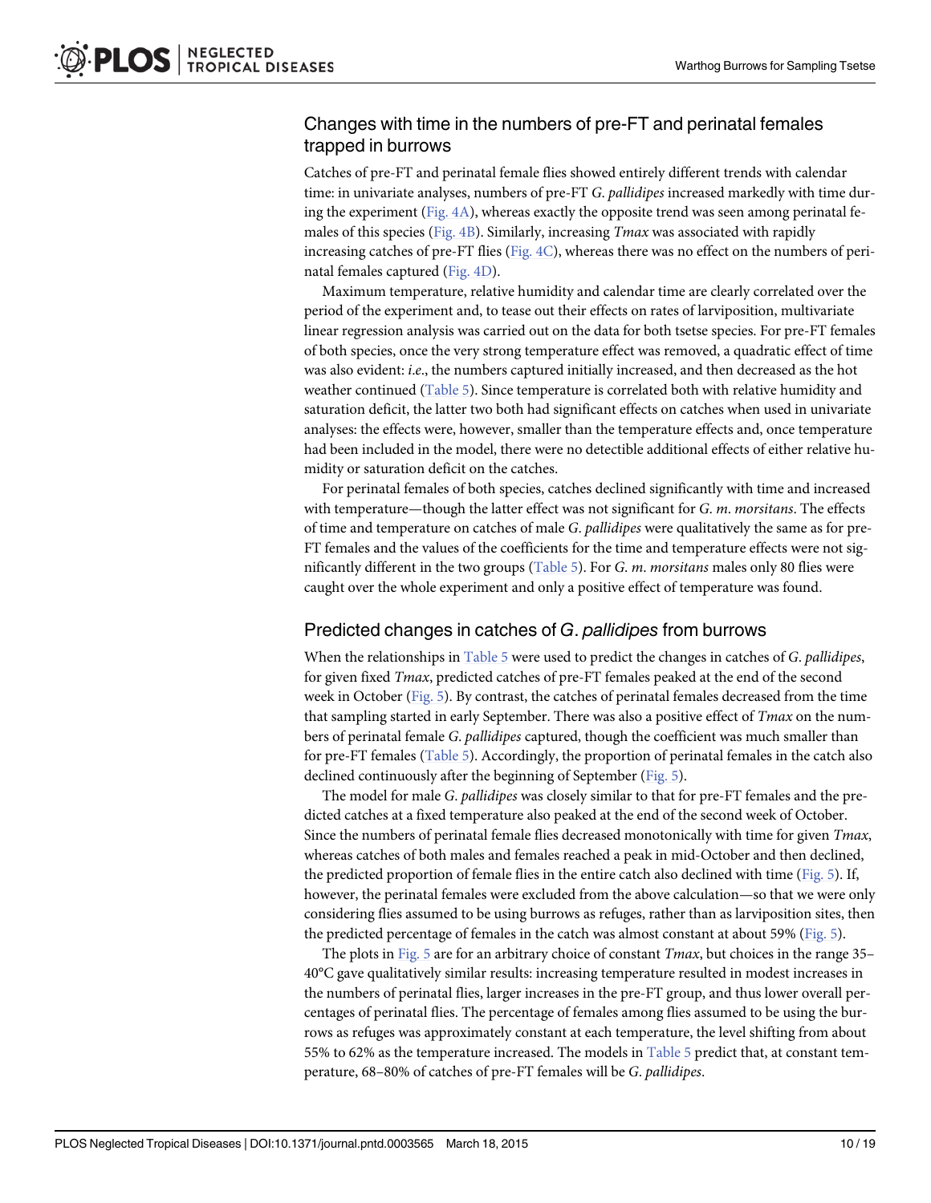## Changes with time in the numbers of pre-FT and perinatal females trapped in burrows

Catches of pre-FT and perinatal female flies showed entirely different trends with calendar time: in univariate analyses, numbers of pre-FT *G. pallidipes* increased markedly with time during the experiment (Fig. 4A), whereas exactly the opposite trend was seen among perinatal females of this species (Fig. 4B). Similarly, increasing *Tmax* was associated with rapidly increasing catches of pre-FT flies (Fig. 4C), whereas there was no effect on the numbers of perinatal females captured (Fig. 4D).

Maximum temperature, relative humidity and calendar time are clearly correlated over the period of the experiment and, to tease out their effects on rates of larviposition, multivariate linear regression analysis was carried out on the data for both tsetse species. For pre-FT females of both species, once the very strong temperature effect was removed, a quadratic effect of time was also evident: *i.e*., the numbers captured initially increased, and then decreased as the hot weather continued (Table 5). Since temperature is correlated both with relative humidity and saturation deficit, the latter two both had significant effects on catches when used in univariate analyses: the effects were, however, smaller than the temperature effects and, once temperature had been included in the model, there were no detectible additional effects of either relative humidity or saturation deficit on the catches.

For perinatal females of both species, catches declined significantly with time and increased with temperature—though the latter effect was not significant for *G. m. morsitans*. The effects of time and temperature on catches of male *G. pallidipes* were qualitatively the same as for pre-FT females and the values of the coefficients for the time and temperature effects were not significantly different in the two groups (Table 5). For *G. m. morsitans* males only 80 flies were caught over the whole experiment and only a positive effect of temperature was found.

## Predicted changes in catches of *G. pallidipes* from burrows

When the relationships in Table 5 were used to predict the changes in catches of *G. pallidipes*, for given fixed *Tmax*, predicted catches of pre-FT females peaked at the end of the second week in October (Fig. 5). By contrast, the catches of perinatal females decreased from the time that sampling started in early September. There was also a positive effect of *Tmax* on the numbers of perinatal female *G. pallidipes* captured, though the coefficient was much smaller than for pre-FT females (Table 5). Accordingly, the proportion of perinatal females in the catch also declined continuously after the beginning of September (Fig. 5).

The model for male *G. pallidipes* was closely similar to that for pre-FT females and the predicted catches at a fixed temperature also peaked at the end of the second week of October. Since the numbers of perinatal female flies decreased monotonically with time for given *Tmax*, whereas catches of both males and females reached a peak in mid-October and then declined, the predicted proportion of female flies in the entire catch also declined with time (Fig. 5). If, however, the perinatal females were excluded from the above calculation—so that we were only considering flies assumed to be using burrows as refuges, rather than as larviposition sites, then the predicted percentage of females in the catch was almost constant at about 59% (Fig. 5).

The plots in Fig. 5 are for an arbitrary choice of constant *Tmax*, but choices in the range 35–40°C gave qualitatively similar results: increasing temperature resulted in modest increases in the numbers of perinatal flies, larger increases in the pre-FT group, and thus lower overall percentages of perinatal flies. The percentage of females among flies assumed to be using the burrows as refuges was approximately constant at each temperature, the level shifting from about 55% to 62% as the temperature increased. The models in Table 5 predict that, at constant temperature, 68–80% of catches of pre-FT females will be *G. pallidipes*.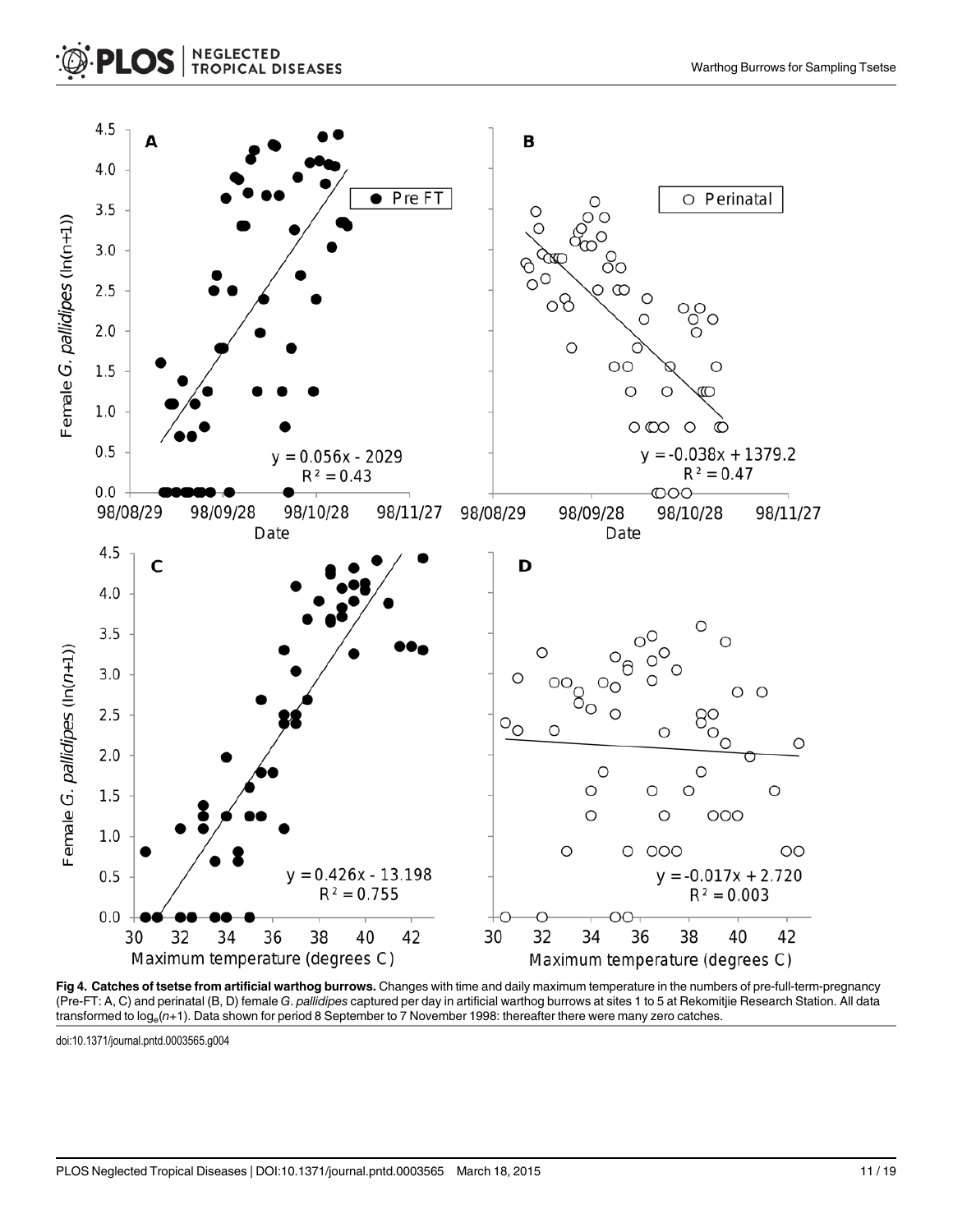**Fig 4. Catches of tsetse from artificial warthog burrows.** Changes with time and daily maximum temperature in the numbers of pre-full-term-pregnancy (Pre-FT: A, C) and perinatal (B, D) female *G. pallidipes* captured per day in artificial warthog burrows at sites 1 to 5 at Rekomitjie Research Station. All data transformed to $\log_e(n+1)$. Data shown for period 8 September to 7 November 1998: thereafter there were many zero catches.

doi:10.1371/journal.pntd.0003565.g004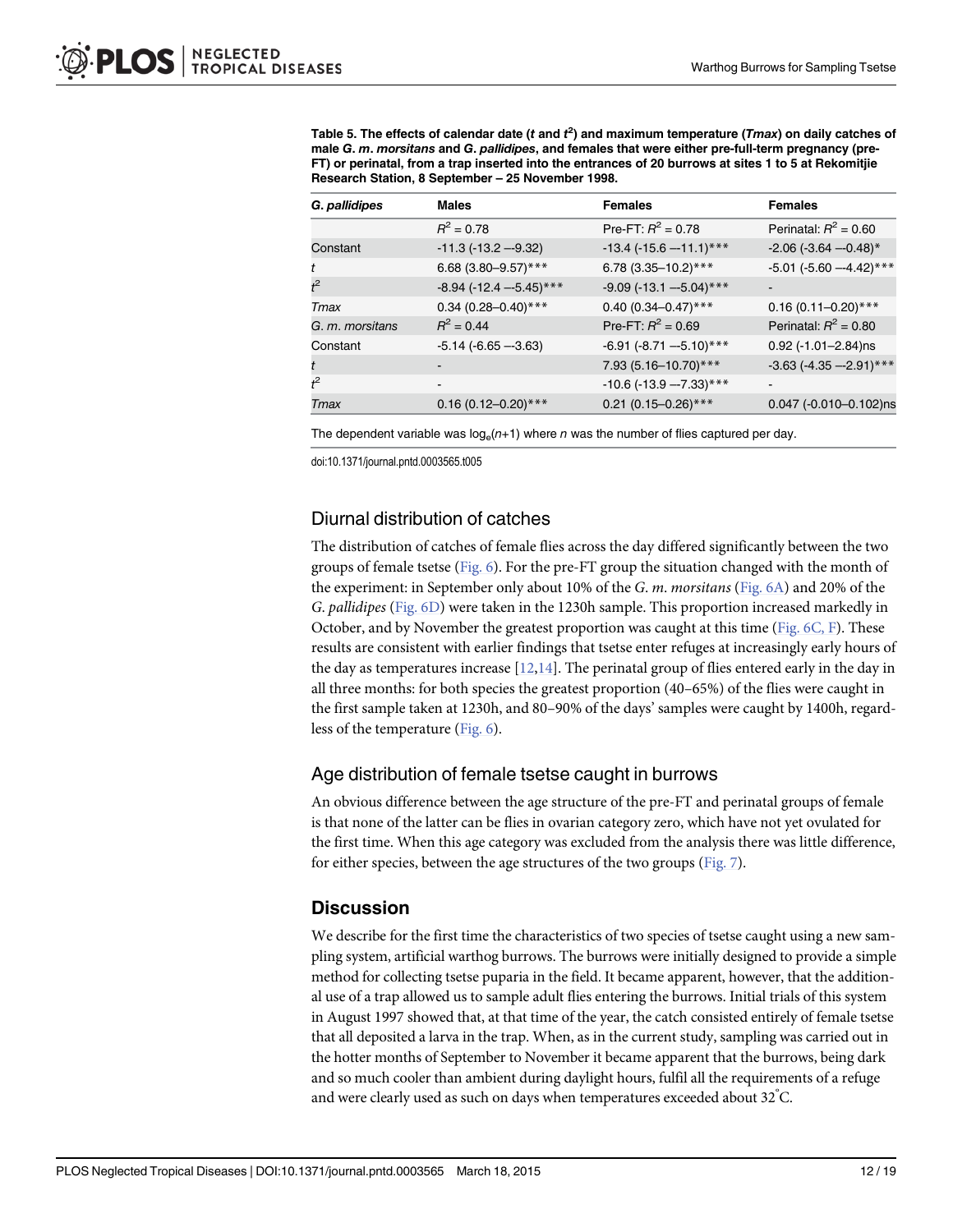**Table 5. The effects of calendar date ($t$ and $t^2$) and maximum temperature (*Tmax*) on daily catches of male *G. m. morsitans* and *G. pallidipes*, and females that were either pre-full-term pregnancy (pre-FT) or perinatal, from a trap inserted into the entrances of 20 burrows at sites 1 to 5 at Rekomitjie Research Station, 8 September – 25 November 1998.**

| *G. pallidipes* | Males | Females | Females |
|---|---|---|---|
| | $R^2$ = 0.78 | Pre-FT: $R^2$ = 0.78 | Perinatal: $R^2$ = 0.60 |
| Constant | -11.3 (-13.2 —-9.32) | -13.4 (-15.6 —-11.1)*** | -2.06 (-3.64 —-0.48)* |
| $t$ | 6.68 (3.80–9.57)*** | 6.78 (3.35–10.2)*** | -5.01 (-5.60 —-4.42)*** |
| $t^2$ | -8.94 (-12.4 —-5.45)*** | -9.09 (-13.1 —-5.04)*** | - |
| *Tmax* | 0.34 (0.28–0.40)*** | 0.40 (0.34–0.47)*** | 0.16 (0.11–0.20)*** |
| *G. m. morsitans* | $R^2$ = 0.44 | Pre-FT: $R^2$ = 0.69 | Perinatal: $R^2$ = 0.80 |
| Constant | -5.14 (-6.65 —-3.63) | -6.91 (-8.71 —-5.10)*** | 0.92 (-1.01–2.84)ns |
| $t$ | - | 7.93 (5.16–10.70)*** | -3.63 (-4.35 —-2.91)*** |
| $t^2$ | - | -10.6 (-13.9 —-7.33)*** | - |
| *Tmax* | 0.16 (0.12–0.20)*** | 0.21 (0.15–0.26)*** | 0.047 (-0.010–0.102)ns |

The dependent variable was $\log_e(n+1)$ where $n$ was the number of flies captured per day.

doi:10.1371/journal.pntd.0003565.t005

## Diurnal distribution of catches

The distribution of catches of female flies across the day differed significantly between the two groups of female tsetse (Fig. 6). For the pre-FT group the situation changed with the month of the experiment: in September only about 10% of the *G. m. morsitans* (Fig. 6A) and 20% of the *G. pallidipes* (Fig. 6D) were taken in the 1230h sample. This proportion increased markedly in October, and by November the greatest proportion was caught at this time (Fig. 6C, F). These results are consistent with earlier findings that tsetse enter refuges at increasingly early hours of the day as temperatures increase [12,14]. The perinatal group of flies entered early in the day in all three months: for both species the greatest proportion (40–65%) of the flies were caught in the first sample taken at 1230h, and 80–90% of the days' samples were caught by 1400h, regardless of the temperature (Fig. 6).

## Age distribution of female tsetse caught in burrows

An obvious difference between the age structure of the pre-FT and perinatal groups of female is that none of the latter can be flies in ovarian category zero, which have not yet ovulated for the first time. When this age category was excluded from the analysis there was little difference, for either species, between the age structures of the two groups (Fig. 7).

# Discussion

We describe for the first time the characteristics of two species of tsetse caught using a new sampling system, artificial warthog burrows. The burrows were initially designed to provide a simple method for collecting tsetse puparia in the field. It became apparent, however, that the additional use of a trap allowed us to sample adult flies entering the burrows. Initial trials of this system in August 1997 showed that, at that time of the year, the catch consisted entirely of female tsetse that all deposited a larva in the trap. When, as in the current study, sampling was carried out in the hotter months of September to November it became apparent that the burrows, being dark and so much cooler than ambient during daylight hours, fulfil all the requirements of a refuge and were clearly used as such on days when temperatures exceeded about 32°C.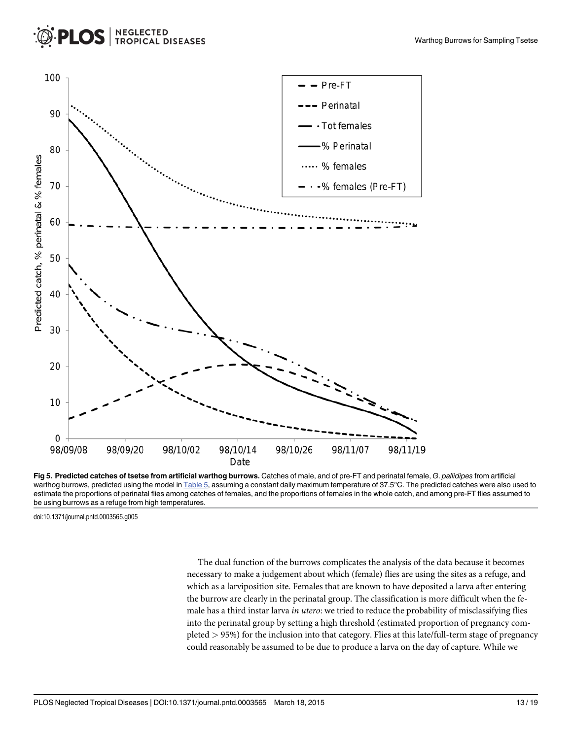**Fig 5. Predicted catches of tsetse from artificial warthog burrows.** Catches of male, and of pre-FT and perinatal female, *G. pallidipes* from artificial warthog burrows, predicted using the model in Table 5, assuming a constant daily maximum temperature of 37.5°C. The predicted catches were also used to estimate the proportions of perinatal flies among catches of females, and the proportions of females in the whole catch, and among pre-FT flies assumed to be using burrows as a refuge from high temperatures.

doi:10.1371/journal.pntd.0003565.g005

The dual function of the burrows complicates the analysis of the data because it becomes necessary to make a judgement about which (female) flies are using the sites as a refuge, and which as a larviposition site. Females that are known to have deposited a larva after entering the burrow are clearly in the perinatal group. The classification is more difficult when the female has a third instar larva *in utero*: we tried to reduce the probability of misclassifying flies into the perinatal group by setting a high threshold (estimated proportion of pregnancy completed $> 95\%$) for the inclusion into that category. Flies at this late/full-term stage of pregnancy could reasonably be assumed to be due to produce a larva on the day of capture. While we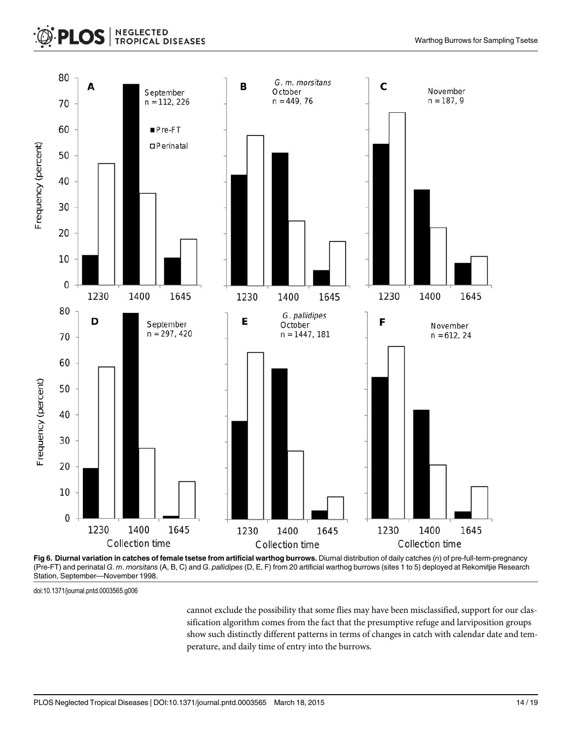**Fig 6. Diurnal variation in catches of female tsetse from artificial warthog burrows.** Diurnal distribution of daily catches (*n*) of pre-full-term-pregnancy (Pre-FT) and perinatal *G*. *m*. *morsitans* (A, B, C) and *G*. *pallidipes* (D, E, F) from 20 artificial warthog burrows (sites 1 to 5) deployed at Rekomitjie Research Station, September—November 1998.

doi:10.1371/journal.pntd.0003565.g006

cannot exclude the possibility that some flies may have been misclassified, support for our classification algorithm comes from the fact that the presumptive refuge and larviposition groups show such distinctly different patterns in terms of changes in catch with calendar date and temperature, and daily time of entry into the burrows.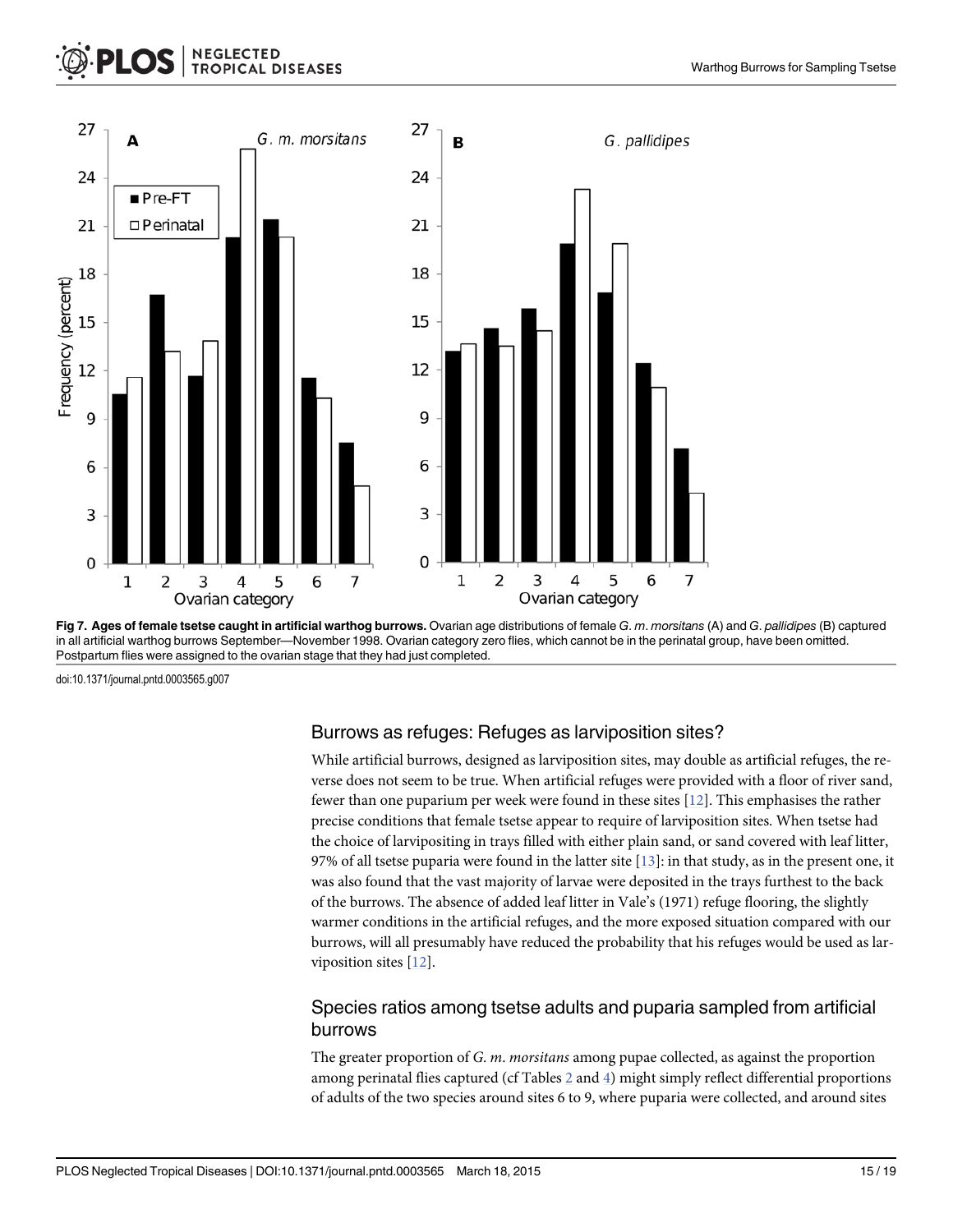**Fig 7. Ages of female tsetse caught in artificial warthog burrows.** Ovarian age distributions of female *G. m. morsitans* (A) and *G. pallidipes* (B) captured in all artificial warthog burrows September—November 1998. Ovarian category zero flies, which cannot be in the perinatal group, have been omitted. Postpartum flies were assigned to the ovarian stage that they had just completed.

doi:10.1371/journal.pntd.0003565.g007

## Burrows as refuges: Refuges as larviposition sites?

While artificial burrows, designed as larviposition sites, may double as artificial refuges, the reverse does not seem to be true. When artificial refuges were provided with a floor of river sand, fewer than one puparium per week were found in these sites [12]. This emphasises the rather precise conditions that female tsetse appear to require of larviposition sites. When tsetse had the choice of larvipositing in trays filled with either plain sand, or sand covered with leaf litter, 97% of all tsetse puparia were found in the latter site [13]: in that study, as in the present one, it was also found that the vast majority of larvae were deposited in the trays furthest to the back of the burrows. The absence of added leaf litter in Vale's (1971) refuge flooring, the slightly warmer conditions in the artificial refuges, and the more exposed situation compared with our burrows, will all presumably have reduced the probability that his refuges would be used as larviposition sites [12].

## Species ratios among tsetse adults and puparia sampled from artificial burrows

The greater proportion of *G. m. morsitans* among pupae collected, as against the proportion among perinatal flies captured (cf Tables 2 and 4) might simply reflect differential proportions of adults of the two species around sites 6 to 9, where puparia were collected, and around sites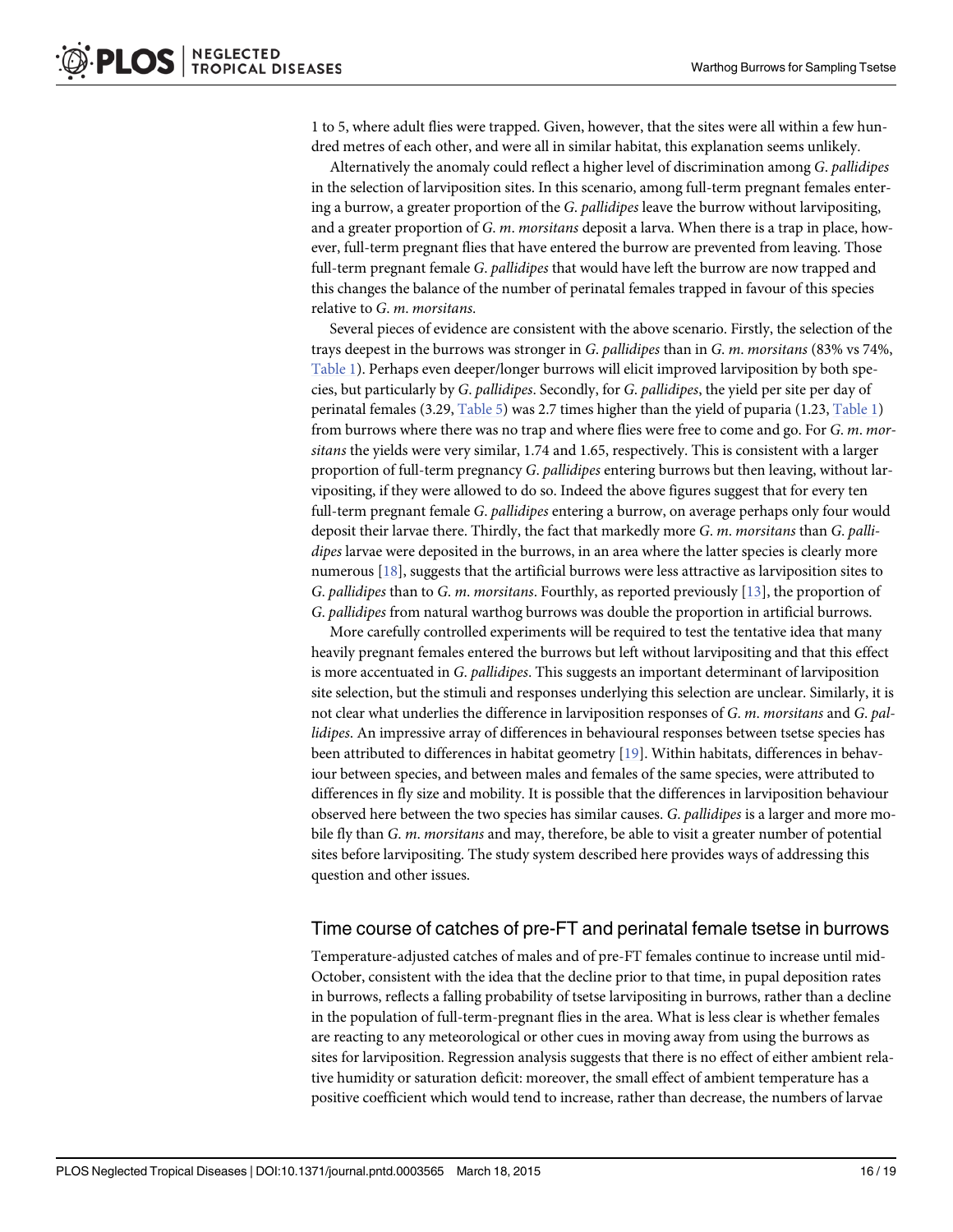1 to 5, where adult flies were trapped. Given, however, that the sites were all within a few hundred metres of each other, and were all in similar habitat, this explanation seems unlikely.

Alternatively the anomaly could reflect a higher level of discrimination among *G. pallidipes* in the selection of larviposition sites. In this scenario, among full-term pregnant females entering a burrow, a greater proportion of the *G. pallidipes* leave the burrow without larvipositing, and a greater proportion of *G. m. morsitans* deposit a larva. When there is a trap in place, however, full-term pregnant flies that have entered the burrow are prevented from leaving. Those full-term pregnant female *G. pallidipes* that would have left the burrow are now trapped and this changes the balance of the number of perinatal females trapped in favour of this species relative to *G. m. morsitans*.

Several pieces of evidence are consistent with the above scenario. Firstly, the selection of the trays deepest in the burrows was stronger in *G. pallidipes* than in *G. m. morsitans* (83% vs 74%, Table 1). Perhaps even deeper/longer burrows will elicit improved larviposition by both species, but particularly by *G. pallidipes*. Secondly, for *G. pallidipes*, the yield per site per day of perinatal females (3.29, Table 5) was 2.7 times higher than the yield of puparia (1.23, Table 1) from burrows where there was no trap and where flies were free to come and go. For *G. m. morsitans* the yields were very similar, 1.74 and 1.65, respectively. This is consistent with a larger proportion of full-term pregnancy *G. pallidipes* entering burrows but then leaving, without larvipositing, if they were allowed to do so. Indeed the above figures suggest that for every ten full-term pregnant female *G. pallidipes* entering a burrow, on average perhaps only four would deposit their larvae there. Thirdly, the fact that markedly more *G. m. morsitans* than *G. pallidipes* larvae were deposited in the burrows, in an area where the latter species is clearly more numerous [18], suggests that the artificial burrows were less attractive as larviposition sites to *G. pallidipes* than to *G. m. morsitans*. Fourthly, as reported previously [13], the proportion of *G. pallidipes* from natural warthog burrows was double the proportion in artificial burrows.

More carefully controlled experiments will be required to test the tentative idea that many heavily pregnant females entered the burrows but left without larvipositing and that this effect is more accentuated in *G. pallidipes*. This suggests an important determinant of larviposition site selection, but the stimuli and responses underlying this selection are unclear. Similarly, it is not clear what underlies the difference in larviposition responses of *G. m. morsitans* and *G. pallidipes*. An impressive array of differences in behavioural responses between tsetse species has been attributed to differences in habitat geometry [19]. Within habitats, differences in behaviour between species, and between males and females of the same species, were attributed to differences in fly size and mobility. It is possible that the differences in larviposition behaviour observed here between the two species has similar causes. *G. pallidipes* is a larger and more mobile fly than *G. m. morsitans* and may, therefore, be able to visit a greater number of potential sites before larvipositing. The study system described here provides ways of addressing this question and other issues.

## Time course of catches of pre-FT and perinatal female tsetse in burrows

Temperature-adjusted catches of males and of pre-FT females continue to increase until mid-October, consistent with the idea that the decline prior to that time, in pupal deposition rates in burrows, reflects a falling probability of tsetse larvipositing in burrows, rather than a decline in the population of full-term-pregnant flies in the area. What is less clear is whether females are reacting to any meteorological or other cues in moving away from using the burrows as sites for larviposition. Regression analysis suggests that there is no effect of either ambient relative humidity or saturation deficit: moreover, the small effect of ambient temperature has a positive coefficient which would tend to increase, rather than decrease, the numbers of larvae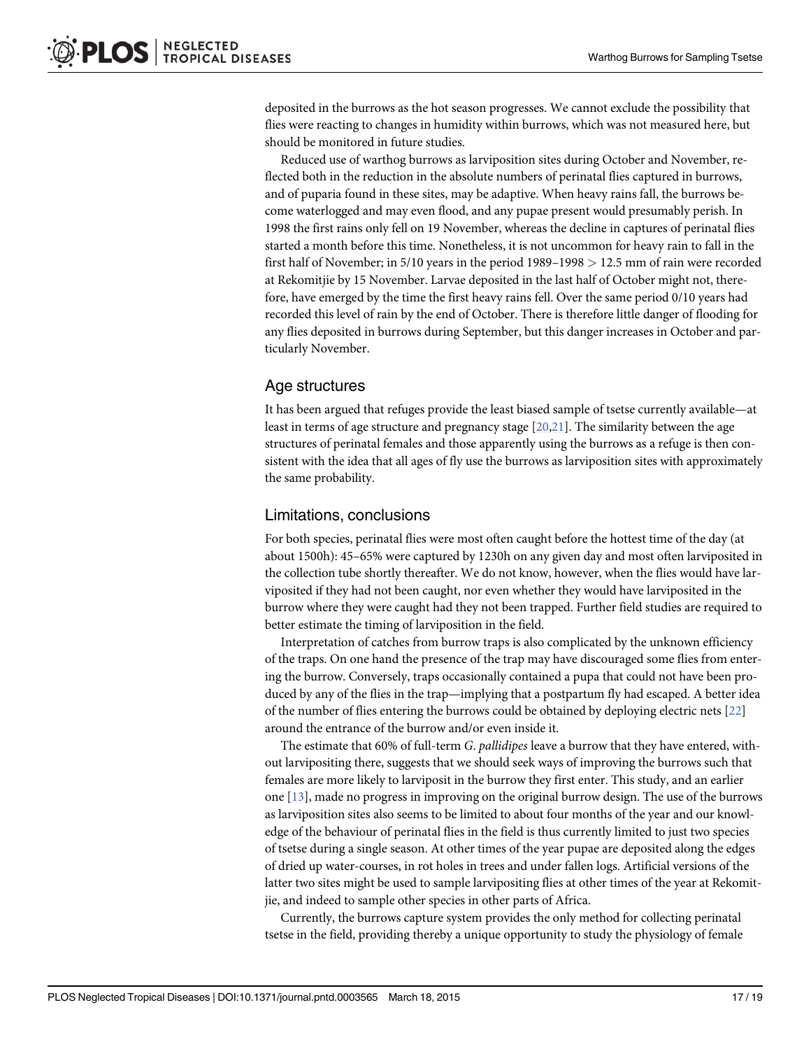deposited in the burrows as the hot season progresses. We cannot exclude the possibility that flies were reacting to changes in humidity within burrows, which was not measured here, but should be monitored in future studies.

Reduced use of warthog burrows as larviposition sites during October and November, reflected both in the reduction in the absolute numbers of perinatal flies captured in burrows, and of puparia found in these sites, may be adaptive. When heavy rains fall, the burrows become waterlogged and may even flood, and any pupae present would presumably perish. In 1998 the first rains only fell on 19 November, whereas the decline in captures of perinatal flies started a month before this time. Nonetheless, it is not uncommon for heavy rain to fall in the first half of November; in 5/10 years in the period 1989–1998 > 12.5 mm of rain were recorded at Rekomitjie by 15 November. Larvae deposited in the last half of October might not, therefore, have emerged by the time the first heavy rains fell. Over the same period 0/10 years had recorded this level of rain by the end of October. There is therefore little danger of flooding for any flies deposited in burrows during September, but this danger increases in October and particularly November.

## Age structures

It has been argued that refuges provide the least biased sample of tsetse currently available—at least in terms of age structure and pregnancy stage [20,21]. The similarity between the age structures of perinatal females and those apparently using the burrows as a refuge is then consistent with the idea that all ages of fly use the burrows as larviposition sites with approximately the same probability.

## Limitations, conclusions

For both species, perinatal flies were most often caught before the hottest time of the day (at about 1500h): 45–65% were captured by 1230h on any given day and most often larviposited in the collection tube shortly thereafter. We do not know, however, when the flies would have larviposited if they had not been caught, nor even whether they would have larviposited in the burrow where they were caught had they not been trapped. Further field studies are required to better estimate the timing of larviposition in the field.

Interpretation of catches from burrow traps is also complicated by the unknown efficiency of the traps. On one hand the presence of the trap may have discouraged some flies from entering the burrow. Conversely, traps occasionally contained a pupa that could not have been produced by any of the flies in the trap—implying that a postpartum fly had escaped. A better idea of the number of flies entering the burrows could be obtained by deploying electric nets [22] around the entrance of the burrow and/or even inside it.

The estimate that 60% of full-term *G. pallidipes* leave a burrow that they have entered, without larvipositing there, suggests that we should seek ways of improving the burrows such that females are more likely to larviposit in the burrow they first enter. This study, and an earlier one [13], made no progress in improving on the original burrow design. The use of the burrows as larviposition sites also seems to be limited to about four months of the year and our knowledge of the behaviour of perinatal flies in the field is thus currently limited to just two species of tsetse during a single season. At other times of the year pupae are deposited along the edges of dried up water-courses, in rot holes in trees and under fallen logs. Artificial versions of the latter two sites might be used to sample larvipositing flies at other times of the year at Rekomitjie, and indeed to sample other species in other parts of Africa.

Currently, the burrows capture system provides the only method for collecting perinatal tsetse in the field, providing thereby a unique opportunity to study the physiology of female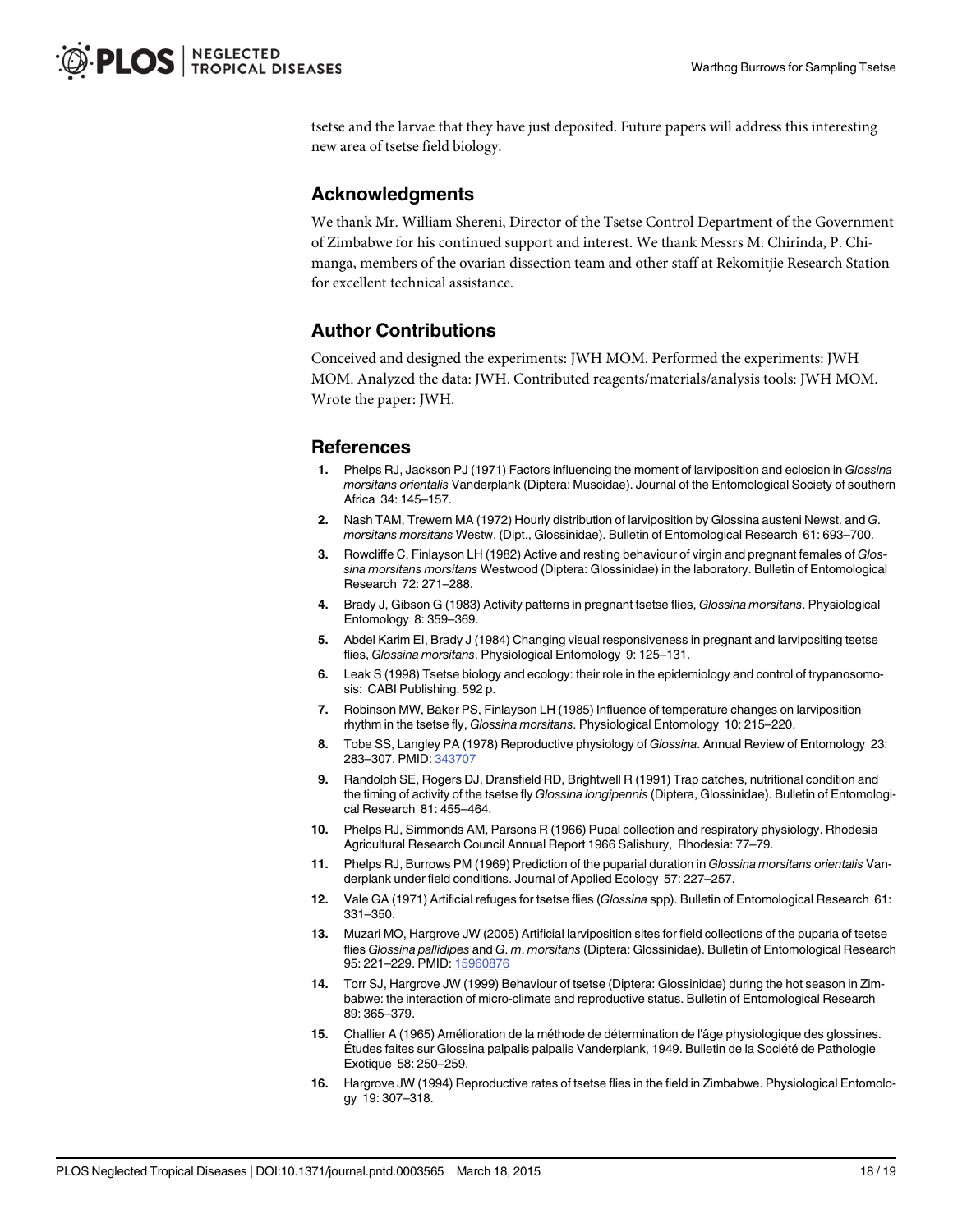tsetse and the larvae that they have just deposited. Future papers will address this interesting new area of tsetse field biology.

## Acknowledgments

We thank Mr. William Shereni, Director of the Tsetse Control Department of the Government of Zimbabwe for his continued support and interest. We thank Messrs M. Chirinda, P. Chimanga, members of the ovarian dissection team and other staff at Rekomitjie Research Station for excellent technical assistance.

## Author Contributions

Conceived and designed the experiments: JWH MOM. Performed the experiments: JWH MOM. Analyzed the data: JWH. Contributed reagents/materials/analysis tools: JWH MOM. Wrote the paper: JWH.

## References

1. Phelps RJ, Jackson PJ (1971) Factors influencing the moment of larviposition and eclosion in *Glossina morsitans orientalis* Vanderplank (Diptera: Muscidae). Journal of the Entomological Society of southern Africa 34: 145–157.
2. Nash TAM, Trewern MA (1972) Hourly distribution of larviposition by Glossina austeni Newst. and *G. morsitans morsitans* Westw. (Dipt., Glossinidae). Bulletin of Entomological Research 61: 693–700.
3. Rowcliffe C, Finlayson LH (1982) Active and resting behaviour of virgin and pregnant females of *Glossina morsitans morsitans* Westwood (Diptera: Glossinidae) in the laboratory. Bulletin of Entomological Research 72: 271–288.
4. Brady J, Gibson G (1983) Activity patterns in pregnant tsetse flies, *Glossina morsitans*. Physiological Entomology 8: 359–369.
5. Abdel Karim EI, Brady J (1984) Changing visual responsiveness in pregnant and larvipositing tsetse flies, *Glossina morsitans*. Physiological Entomology 9: 125–131.
6. Leak S (1998) Tsetse biology and ecology: their role in the epidemiology and control of trypanosomosis: CABI Publishing. 592 p.
7. Robinson MW, Baker PS, Finlayson LH (1985) Influence of temperature changes on larviposition rhythm in the tsetse fly, *Glossina morsitans*. Physiological Entomology 10: 215–220.
8. Tobe SS, Langley PA (1978) Reproductive physiology of *Glossina*. Annual Review of Entomology 23: 283–307. PMID: 343707
9. Randolph SE, Rogers DJ, Dransfield RD, Brightwell R (1991) Trap catches, nutritional condition and the timing of activity of the tsetse fly *Glossina longipennis* (Diptera, Glossinidae). Bulletin of Entomological Research 81: 455–464.
10. Phelps RJ, Simmonds AM, Parsons R (1966) Pupal collection and respiratory physiology. Rhodesia Agricultural Research Council Annual Report 1966 Salisbury, Rhodesia: 77–79.
11. Phelps RJ, Burrows PM (1969) Prediction of the puparial duration in *Glossina morsitans orientalis* Vanderplank under field conditions. Journal of Applied Ecology 57: 227–257.
12. Vale GA (1971) Artificial refuges for tsetse flies (*Glossina* spp). Bulletin of Entomological Research 61: 331–350.
13. Muzari MO, Hargrove JW (2005) Artificial larviposition sites for field collections of the puparia of tsetse flies *Glossina pallidipes* and *G. m. morsitans* (Diptera: Glossinidae). Bulletin of Entomological Research 95: 221–229. PMID: 15960876
14. Torr SJ, Hargrove JW (1999) Behaviour of tsetse (Diptera: Glossinidae) during the hot season in Zimbabwe: the interaction of micro-climate and reproductive status. Bulletin of Entomological Research 89: 365–379.
15. Challier A (1965) Amélioration de la méthode de détermination de l'âge physiologique des glossines. Études faites sur Glossina palpalis palpalis Vanderplank, 1949. Bulletin de la Société de Pathologie Exotique 58: 250–259.
16. Hargrove JW (1994) Reproductive rates of tsetse flies in the field in Zimbabwe. Physiological Entomology 19: 307–318.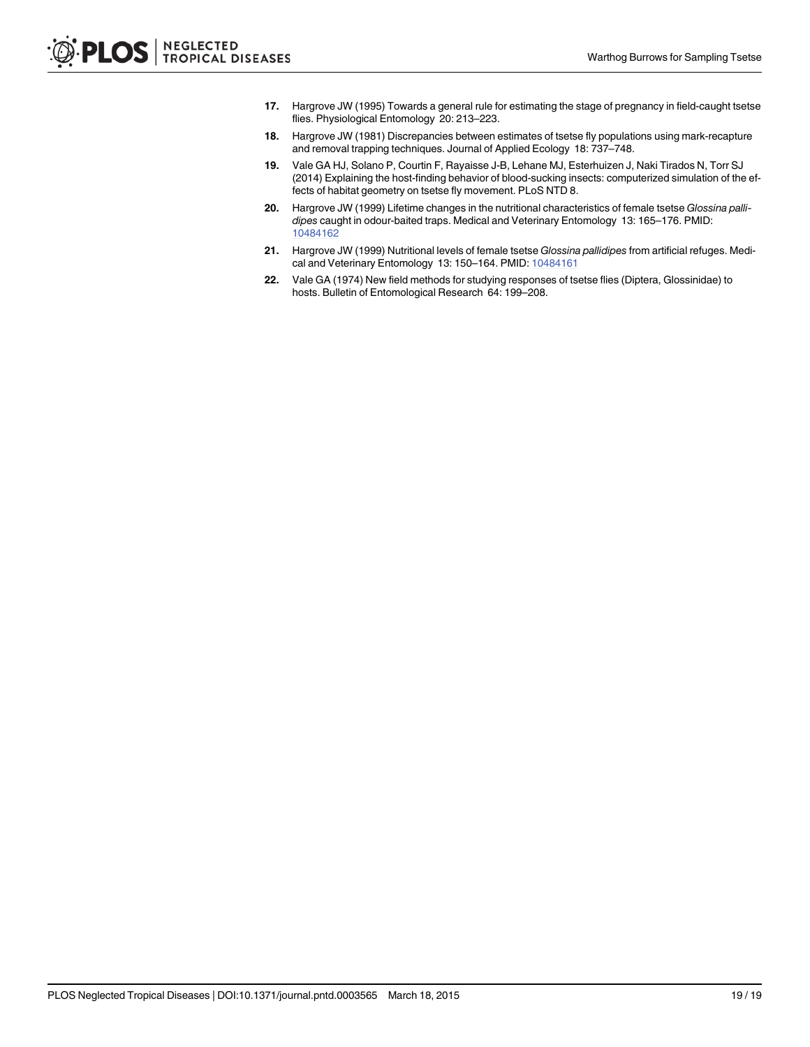17. Hargrove JW (1995) Towards a general rule for estimating the stage of pregnancy in field-caught tsetse flies. Physiological Entomology 20: 213–223.
18. Hargrove JW (1981) Discrepancies between estimates of tsetse fly populations using mark-recapture and removal trapping techniques. Journal of Applied Ecology 18: 737–748.
19. Vale GA HJ, Solano P, Courtin F, Rayaisse J-B, Lehane MJ, Esterhuizen J, Naki Tirados N, Torr SJ (2014) Explaining the host-finding behavior of blood-sucking insects: computerized simulation of the effects of habitat geometry on tsetse fly movement. PLoS NTD 8.
20. Hargrove JW (1999) Lifetime changes in the nutritional characteristics of female tsetse *Glossina pallidipes* caught in odour-baited traps. Medical and Veterinary Entomology 13: 165–176. PMID: 10484162
21. Hargrove JW (1999) Nutritional levels of female tsetse *Glossina pallidipes* from artificial refuges. Medical and Veterinary Entomology 13: 150–164. PMID: 10484161
22. Vale GA (1974) New field methods for studying responses of tsetse flies (Diptera, Glossinidae) to hosts. Bulletin of Entomological Research 64: 199–208.